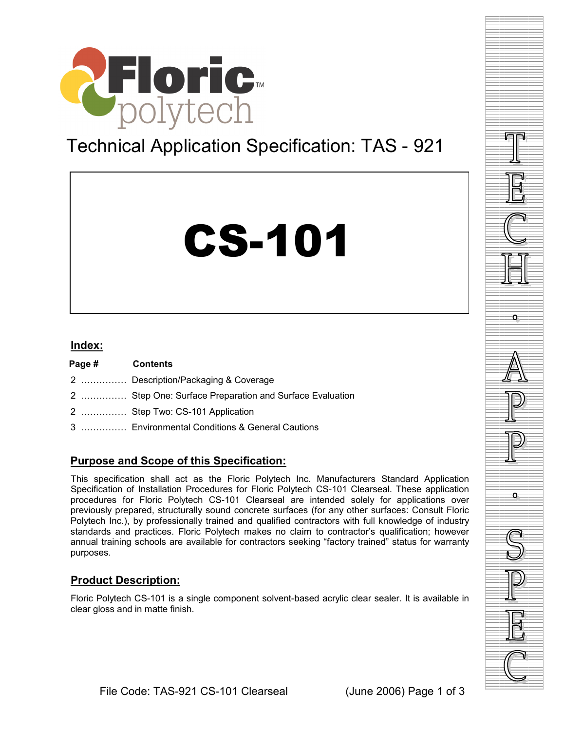Floric™ polytech

# Technical Application Specification: TAS - 921

# CS-101

## Index:

| Page # | Contents |
|---|---|
| 2 …………… | Description/Packaging & Coverage |
| 2 …………… | Step One: Surface Preparation and Surface Evaluation |
| 2 …………… | Step Two: CS-101 Application |
| 3 …………… | Environmental Conditions & General Cautions |

## Purpose and Scope of this Specification:

This specification shall act as the Floric Polytech Inc. Manufacturers Standard Application Specification of Installation Procedures for Floric Polytech CS-101 Clearseal. These application procedures for Floric Polytech CS-101 Clearseal are intended solely for applications over previously prepared, structurally sound concrete surfaces (for any other surfaces: Consult Floric Polytech Inc.), by professionally trained and qualified contractors with full knowledge of industry standards and practices. Floric Polytech makes no claim to contractor's qualification; however annual training schools are available for contractors seeking "factory trained" status for warranty purposes.

## Product Description:

Floric Polytech CS-101 is a single component solvent-based acrylic clear sealer. It is available in clear gloss and in matte finish.

TECH. APP. SPEC

File Code: TAS-921 CS-101 Clearseal (June 2006)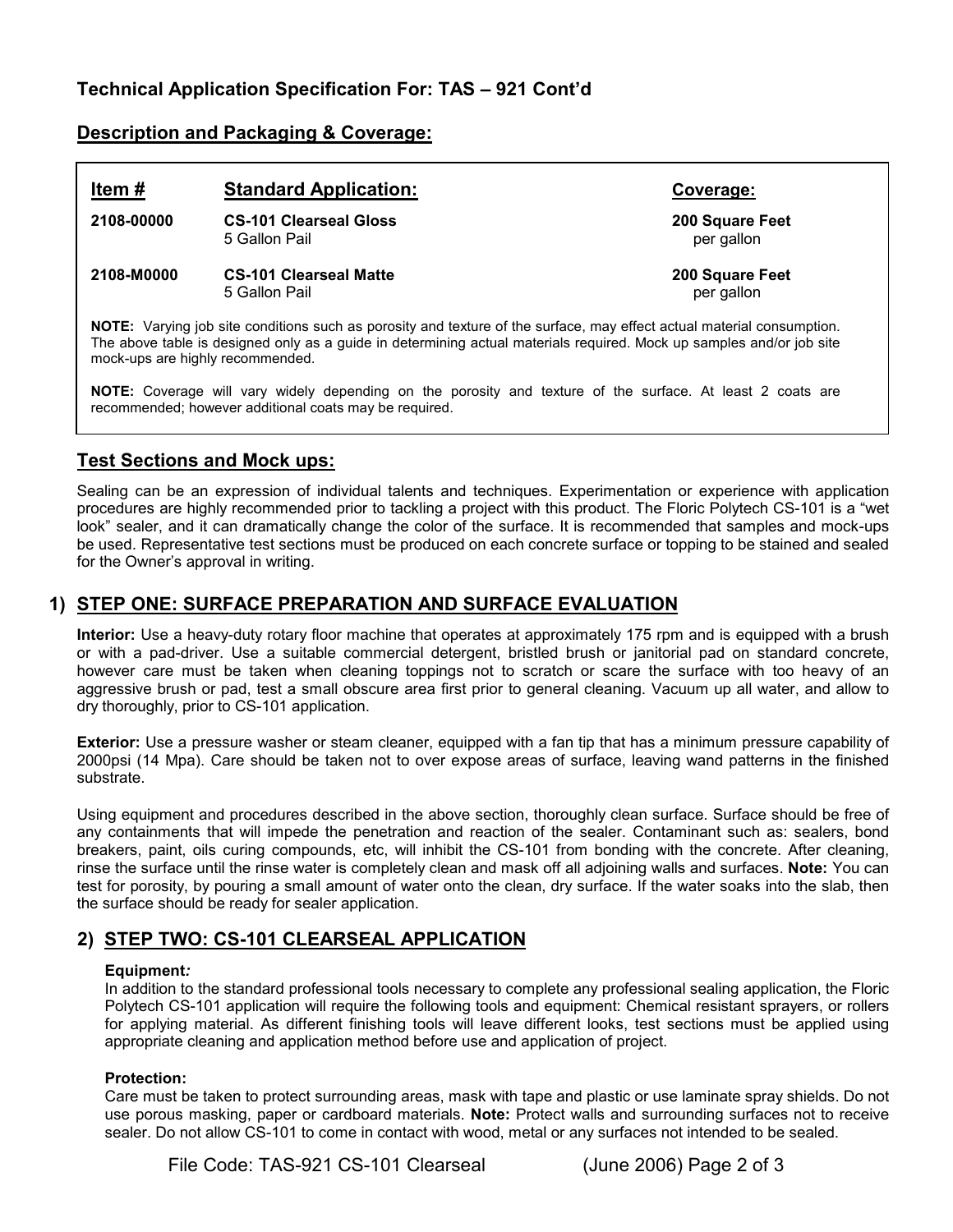## Technical Application Specification For: TAS – 921 Cont'd

### Description and Packaging & Coverage:

| Item # | Standard Application: | Coverage: |
|---|---|---|
| **2108-00000** | **CS-101 Clearseal Gloss** 5 Gallon Pail | **200 Square Feet** per gallon |
| **2108-M0000** | **CS-101 Clearseal Matte** 5 Gallon Pail | **200 Square Feet** per gallon |

**NOTE:** Varying job site conditions such as porosity and texture of the surface, may effect actual material consumption. The above table is designed only as a guide in determining actual materials required. Mock up samples and/or job site mock-ups are highly recommended.

**NOTE:** Coverage will vary widely depending on the porosity and texture of the surface. At least 2 coats are recommended; however additional coats may be required.

### Test Sections and Mock ups:

Sealing can be an expression of individual talents and techniques. Experimentation or experience with application procedures are highly recommended prior to tackling a project with this product. The Floric Polytech CS-101 is a "wet look" sealer, and it can dramatically change the color of the surface. It is recommended that samples and mock-ups be used. Representative test sections must be produced on each concrete surface or topping to be stained and sealed for the Owner's approval in writing.

### 1) STEP ONE: SURFACE PREPARATION AND SURFACE EVALUATION

**Interior:** Use a heavy-duty rotary floor machine that operates at approximately 175 rpm and is equipped with a brush or with a pad-driver. Use a suitable commercial detergent, bristled brush or janitorial pad on standard concrete, however care must be taken when cleaning toppings not to scratch or scare the surface with too heavy of an aggressive brush or pad, test a small obscure area first prior to general cleaning. Vacuum up all water, and allow to dry thoroughly, prior to CS-101 application.

**Exterior:** Use a pressure washer or steam cleaner, equipped with a fan tip that has a minimum pressure capability of 2000psi (14 Mpa). Care should be taken not to over expose areas of surface, leaving wand patterns in the finished substrate.

Using equipment and procedures described in the above section, thoroughly clean surface. Surface should be free of any containments that will impede the penetration and reaction of the sealer. Contaminant such as: sealers, bond breakers, paint, oils curing compounds, etc, will inhibit the CS-101 from bonding with the concrete. After cleaning, rinse the surface until the rinse water is completely clean and mask off all adjoining walls and surfaces. **Note:** You can test for porosity, by pouring a small amount of water onto the clean, dry surface. If the water soaks into the slab, then the surface should be ready for sealer application.

### 2) STEP TWO: CS-101 CLEARSEAL APPLICATION

**Equipment:**
In addition to the standard professional tools necessary to complete any professional sealing application, the Floric Polytech CS-101 application will require the following tools and equipment: Chemical resistant sprayers, or rollers for applying material. As different finishing tools will leave different looks, test sections must be applied using appropriate cleaning and application method before use and application of project.

**Protection:**
Care must be taken to protect surrounding areas, mask with tape and plastic or use laminate spray shields. Do not use porous masking, paper or cardboard materials. **Note:** Protect walls and surrounding surfaces not to receive sealer. Do not allow CS-101 to come in contact with wood, metal or any surfaces not intended to be sealed.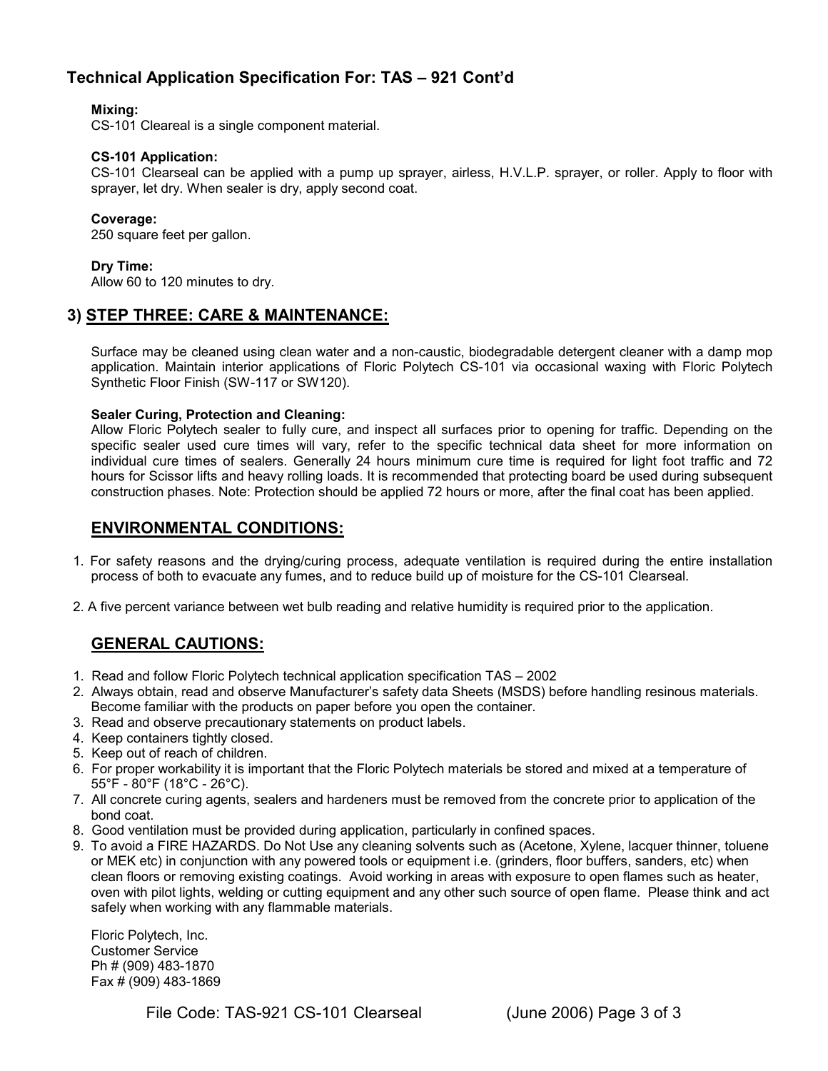## Technical Application Specification For: TAS – 921 Cont'd

**Mixing:**
CS-101 Cleareal is a single component material.

**CS-101 Application:**
CS-101 Clearseal can be applied with a pump up sprayer, airless, H.V.L.P. sprayer, or roller. Apply to floor with sprayer, let dry. When sealer is dry, apply second coat.

**Coverage:**
250 square feet per gallon.

**Dry Time:**
Allow 60 to 120 minutes to dry.

## 3) STEP THREE: CARE & MAINTENANCE:

Surface may be cleaned using clean water and a non-caustic, biodegradable detergent cleaner with a damp mop application. Maintain interior applications of Floric Polytech CS-101 via occasional waxing with Floric Polytech Synthetic Floor Finish (SW-117 or SW120).

**Sealer Curing, Protection and Cleaning:**
Allow Floric Polytech sealer to fully cure, and inspect all surfaces prior to opening for traffic. Depending on the specific sealer used cure times will vary, refer to the specific technical data sheet for more information on individual cure times of sealers. Generally 24 hours minimum cure time is required for light foot traffic and 72 hours for Scissor lifts and heavy rolling loads. It is recommended that protecting board be used during subsequent construction phases. Note: Protection should be applied 72 hours or more, after the final coat has been applied.

## ENVIRONMENTAL CONDITIONS:

1. For safety reasons and the drying/curing process, adequate ventilation is required during the entire installation process of both to evacuate any fumes, and to reduce build up of moisture for the CS-101 Clearseal.

2. A five percent variance between wet bulb reading and relative humidity is required prior to the application.

## GENERAL CAUTIONS:

1. Read and follow Floric Polytech technical application specification TAS – 2002
2. Always obtain, read and observe Manufacturer's safety data Sheets (MSDS) before handling resinous materials. Become familiar with the products on paper before you open the container.
3. Read and observe precautionary statements on product labels.
4. Keep containers tightly closed.
5. Keep out of reach of children.
6. For proper workability it is important that the Floric Polytech materials be stored and mixed at a temperature of 55°F - 80°F (18°C - 26°C).
7. All concrete curing agents, sealers and hardeners must be removed from the concrete prior to application of the bond coat.
8. Good ventilation must be provided during application, particularly in confined spaces.
9. To avoid a FIRE HAZARDS. Do Not Use any cleaning solvents such as (Acetone, Xylene, lacquer thinner, toluene or MEK etc) in conjunction with any powered tools or equipment i.e. (grinders, floor buffers, sanders, etc) when clean floors or removing existing coatings. Avoid working in areas with exposure to open flames such as heater, oven with pilot lights, welding or cutting equipment and any other such source of open flame. Please think and act safely when working with any flammable materials.

Floric Polytech, Inc.
Customer Service
Ph # (909) 483-1870
Fax # (909) 483-1869

File Code: TAS-921 CS-101 Clearseal (June 2006)